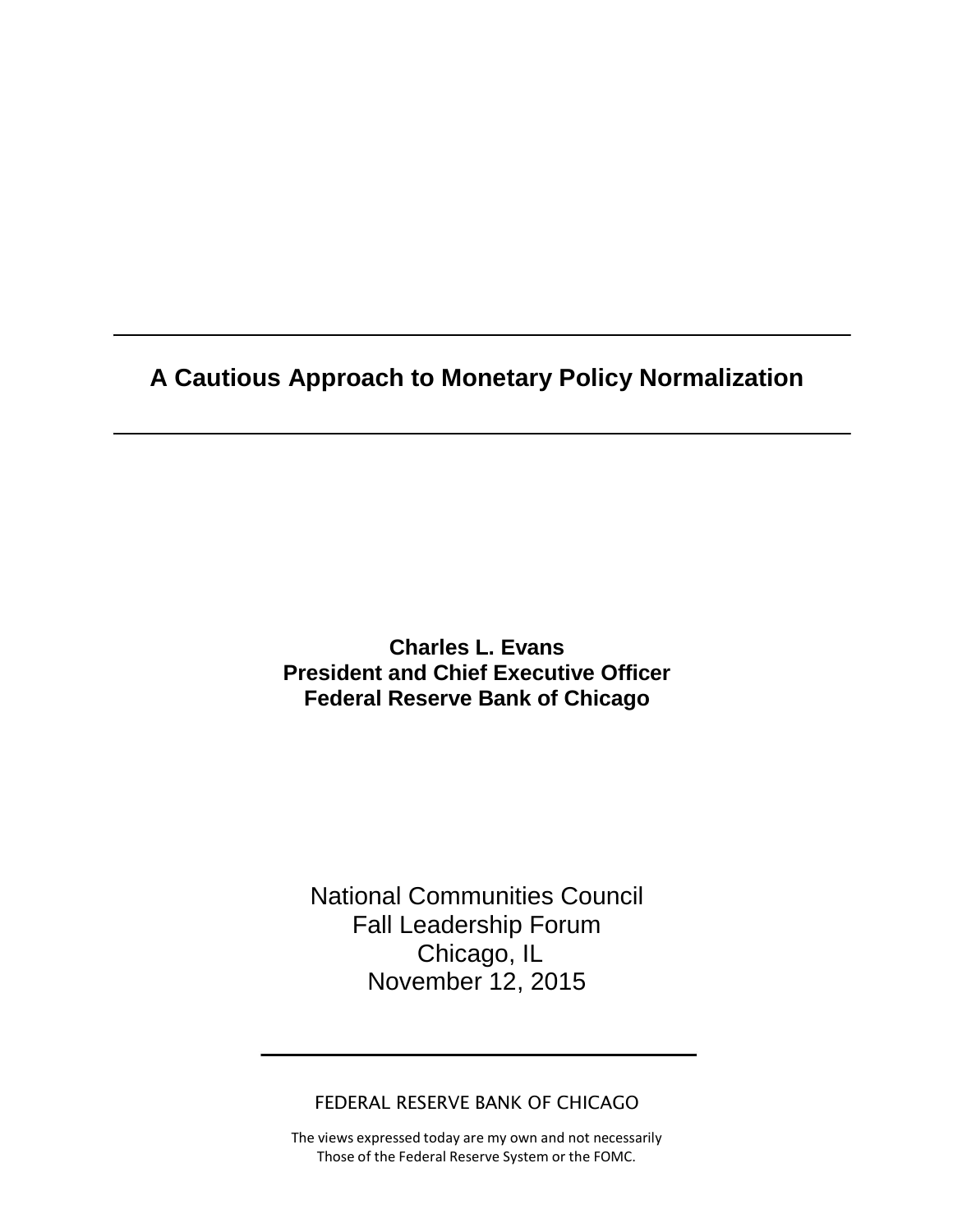# A Cautious Approach to Monetary Policy Normalization

**Charles L. Evans**
**President and Chief Executive Officer**
**Federal Reserve Bank of Chicago**

National Communities Council
Fall Leadership Forum
Chicago, IL
November 12, 2015

FEDERAL RESERVE BANK OF CHICAGO

The views expressed today are my own and not necessarily
Those of the Federal Reserve System or the FOMC.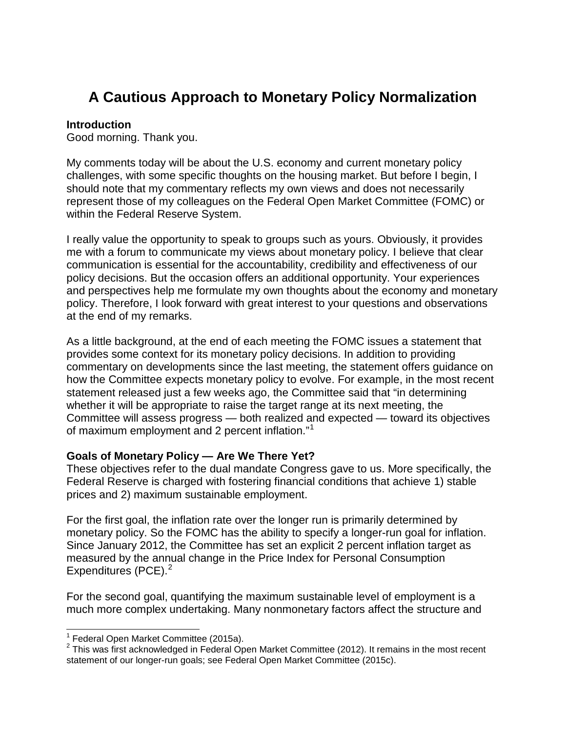# A Cautious Approach to Monetary Policy Normalization

**Introduction**
Good morning. Thank you.

My comments today will be about the U.S. economy and current monetary policy challenges, with some specific thoughts on the housing market. But before I begin, I should note that my commentary reflects my own views and does not necessarily represent those of my colleagues on the Federal Open Market Committee (FOMC) or within the Federal Reserve System.

I really value the opportunity to speak to groups such as yours. Obviously, it provides me with a forum to communicate my views about monetary policy. I believe that clear communication is essential for the accountability, credibility and effectiveness of our policy decisions. But the occasion offers an additional opportunity. Your experiences and perspectives help me formulate my own thoughts about the economy and monetary policy. Therefore, I look forward with great interest to your questions and observations at the end of my remarks.

As a little background, at the end of each meeting the FOMC issues a statement that provides some context for its monetary policy decisions. In addition to providing commentary on developments since the last meeting, the statement offers guidance on how the Committee expects monetary policy to evolve. For example, in the most recent statement released just a few weeks ago, the Committee said that "in determining whether it will be appropriate to raise the target range at its next meeting, the Committee will assess progress — both realized and expected — toward its objectives of maximum employment and 2 percent inflation."[1]

**Goals of Monetary Policy — Are We There Yet?**
These objectives refer to the dual mandate Congress gave to us. More specifically, the Federal Reserve is charged with fostering financial conditions that achieve 1) stable prices and 2) maximum sustainable employment.

For the first goal, the inflation rate over the longer run is primarily determined by monetary policy. So the FOMC has the ability to specify a longer-run goal for inflation. Since January 2012, the Committee has set an explicit 2 percent inflation target as measured by the annual change in the Price Index for Personal Consumption Expenditures (PCE).[2]

For the second goal, quantifying the maximum sustainable level of employment is a much more complex undertaking. Many nonmonetary factors affect the structure and

---

[1] Federal Open Market Committee (2015a).

[2] This was first acknowledged in Federal Open Market Committee (2012). It remains in the most recent statement of our longer-run goals; see Federal Open Market Committee (2015c).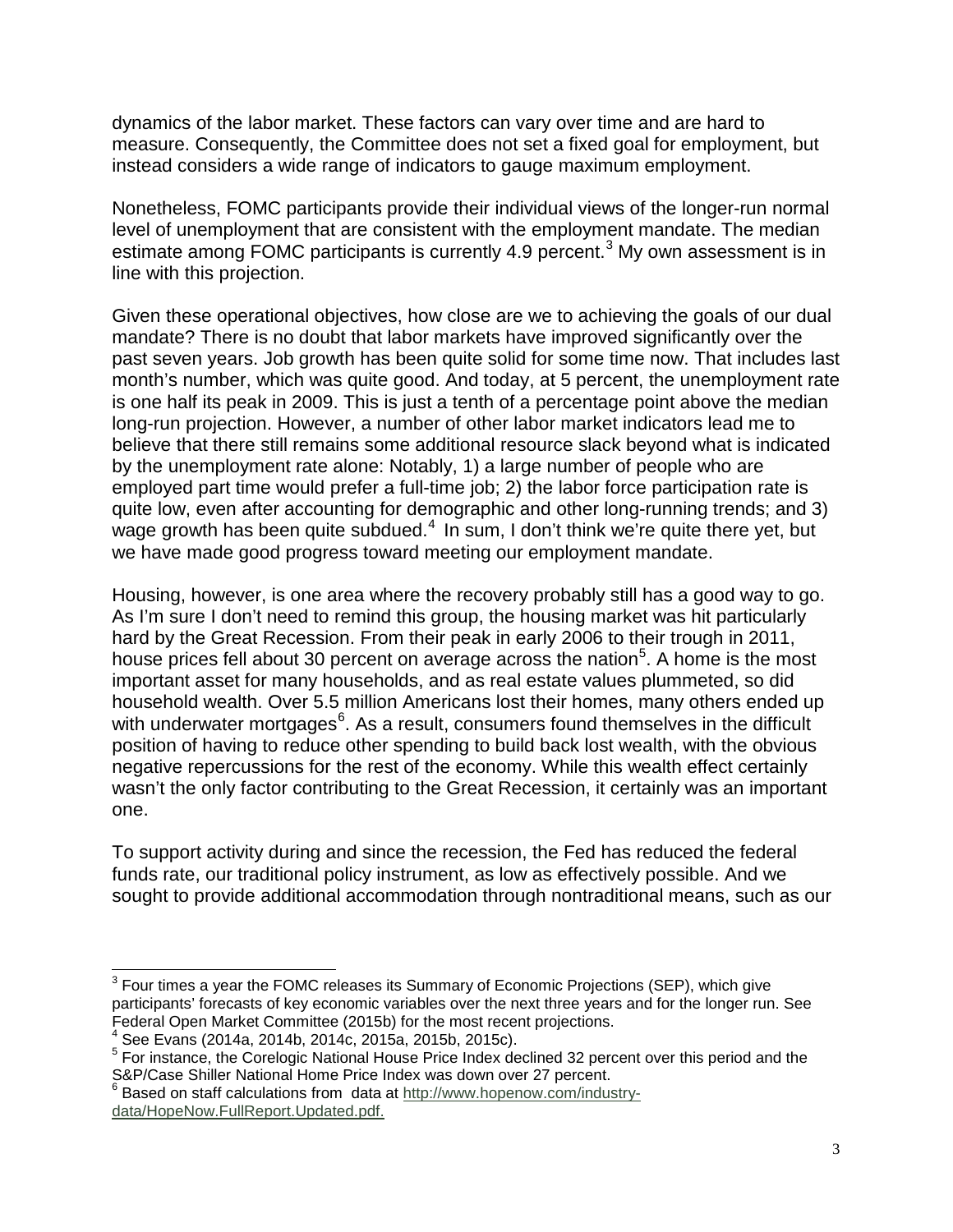dynamics of the labor market. These factors can vary over time and are hard to measure. Consequently, the Committee does not set a fixed goal for employment, but instead considers a wide range of indicators to gauge maximum employment.

Nonetheless, FOMC participants provide their individual views of the longer-run normal level of unemployment that are consistent with the employment mandate. The median estimate among FOMC participants is currently 4.9 percent.[3] My own assessment is in line with this projection.

Given these operational objectives, how close are we to achieving the goals of our dual mandate? There is no doubt that labor markets have improved significantly over the past seven years. Job growth has been quite solid for some time now. That includes last month's number, which was quite good. And today, at 5 percent, the unemployment rate is one half its peak in 2009. This is just a tenth of a percentage point above the median long-run projection. However, a number of other labor market indicators lead me to believe that there still remains some additional resource slack beyond what is indicated by the unemployment rate alone: Notably, 1) a large number of people who are employed part time would prefer a full-time job; 2) the labor force participation rate is quite low, even after accounting for demographic and other long-running trends; and 3) wage growth has been quite subdued.[4] In sum, I don't think we're quite there yet, but we have made good progress toward meeting our employment mandate.

Housing, however, is one area where the recovery probably still has a good way to go. As I'm sure I don't need to remind this group, the housing market was hit particularly hard by the Great Recession. From their peak in early 2006 to their trough in 2011, house prices fell about 30 percent on average across the nation[5]. A home is the most important asset for many households, and as real estate values plummeted, so did household wealth. Over 5.5 million Americans lost their homes, many others ended up with underwater mortgages[6]. As a result, consumers found themselves in the difficult position of having to reduce other spending to build back lost wealth, with the obvious negative repercussions for the rest of the economy. While this wealth effect certainly wasn't the only factor contributing to the Great Recession, it certainly was an important one.

To support activity during and since the recession, the Fed has reduced the federal funds rate, our traditional policy instrument, as low as effectively possible. And we sought to provide additional accommodation through nontraditional means, such as our

---

[3] Four times a year the FOMC releases its Summary of Economic Projections (SEP), which give participants' forecasts of key economic variables over the next three years and for the longer run. See Federal Open Market Committee (2015b) for the most recent projections.

[4] See Evans (2014a, 2014b, 2014c, 2015a, 2015b, 2015c).

[5] For instance, the Corelogic National House Price Index declined 32 percent over this period and the S&P/Case Shiller National Home Price Index was down over 27 percent.

[6] Based on staff calculations from data at http://www.hopenow.com/industry-data/HopeNow.FullReport.Updated.pdf.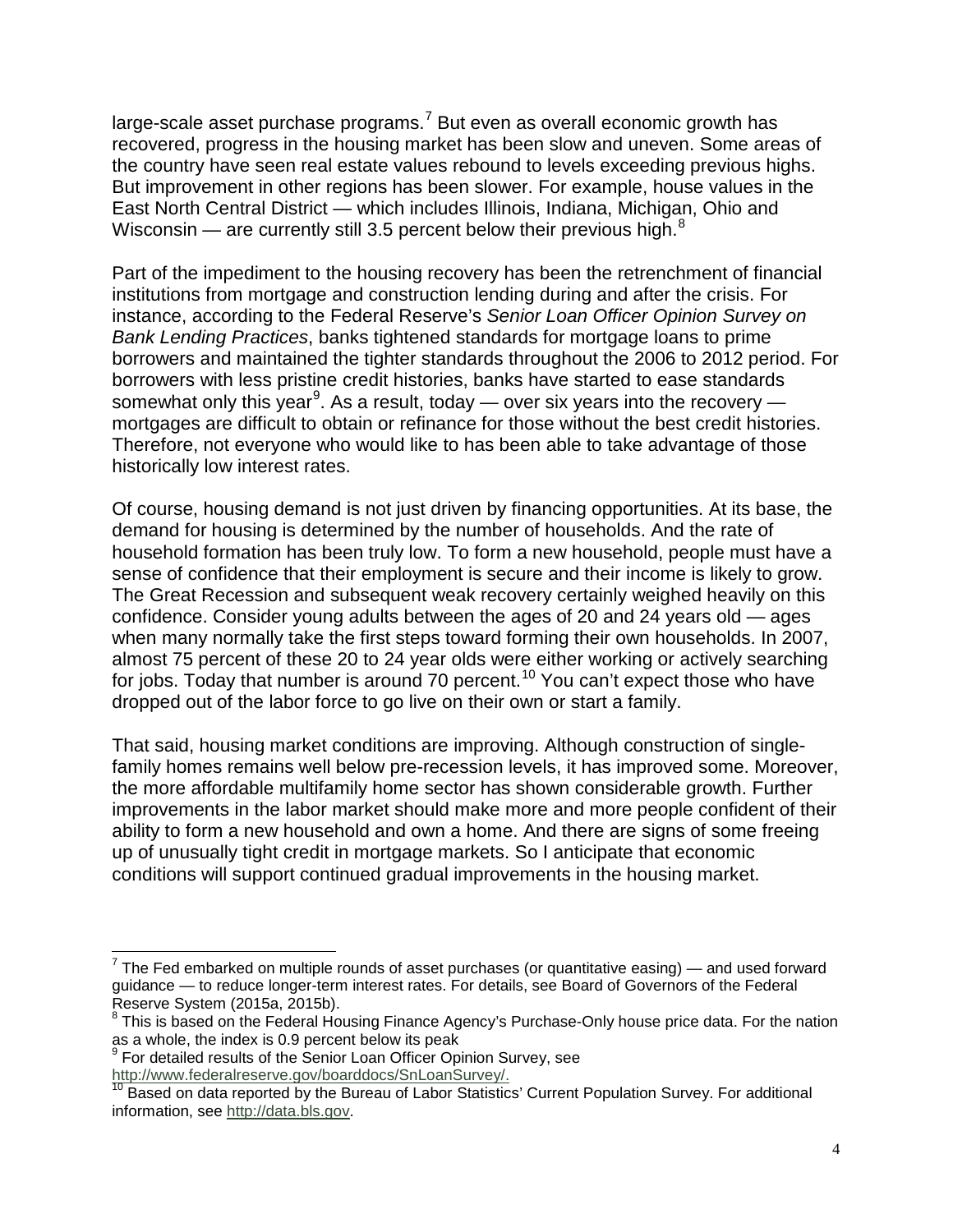large-scale asset purchase programs.[7] But even as overall economic growth has recovered, progress in the housing market has been slow and uneven. Some areas of the country have seen real estate values rebound to levels exceeding previous highs. But improvement in other regions has been slower. For example, house values in the East North Central District — which includes Illinois, Indiana, Michigan, Ohio and Wisconsin — are currently still 3.5 percent below their previous high.[8]

Part of the impediment to the housing recovery has been the retrenchment of financial institutions from mortgage and construction lending during and after the crisis. For instance, according to the Federal Reserve's *Senior Loan Officer Opinion Survey on Bank Lending Practices*, banks tightened standards for mortgage loans to prime borrowers and maintained the tighter standards throughout the 2006 to 2012 period. For borrowers with less pristine credit histories, banks have started to ease standards somewhat only this year[9]. As a result, today — over six years into the recovery — mortgages are difficult to obtain or refinance for those without the best credit histories. Therefore, not everyone who would like to has been able to take advantage of those historically low interest rates.

Of course, housing demand is not just driven by financing opportunities. At its base, the demand for housing is determined by the number of households. And the rate of household formation has been truly low. To form a new household, people must have a sense of confidence that their employment is secure and their income is likely to grow. The Great Recession and subsequent weak recovery certainly weighed heavily on this confidence. Consider young adults between the ages of 20 and 24 years old — ages when many normally take the first steps toward forming their own households. In 2007, almost 75 percent of these 20 to 24 year olds were either working or actively searching for jobs. Today that number is around 70 percent.[10] You can't expect those who have dropped out of the labor force to go live on their own or start a family.

That said, housing market conditions are improving. Although construction of single-family homes remains well below pre-recession levels, it has improved some. Moreover, the more affordable multifamily home sector has shown considerable growth. Further improvements in the labor market should make more and more people confident of their ability to form a new household and own a home. And there are signs of some freeing up of unusually tight credit in mortgage markets. So I anticipate that economic conditions will support continued gradual improvements in the housing market.

---

[7] The Fed embarked on multiple rounds of asset purchases (or quantitative easing) — and used forward guidance — to reduce longer-term interest rates. For details, see Board of Governors of the Federal Reserve System (2015a, 2015b).

[8] This is based on the Federal Housing Finance Agency's Purchase-Only house price data. For the nation as a whole, the index is 0.9 percent below its peak

[9] For detailed results of the Senior Loan Officer Opinion Survey, see http://www.federalreserve.gov/boarddocs/SnLoanSurvey/.

[10] Based on data reported by the Bureau of Labor Statistics' Current Population Survey. For additional information, see http://data.bls.gov.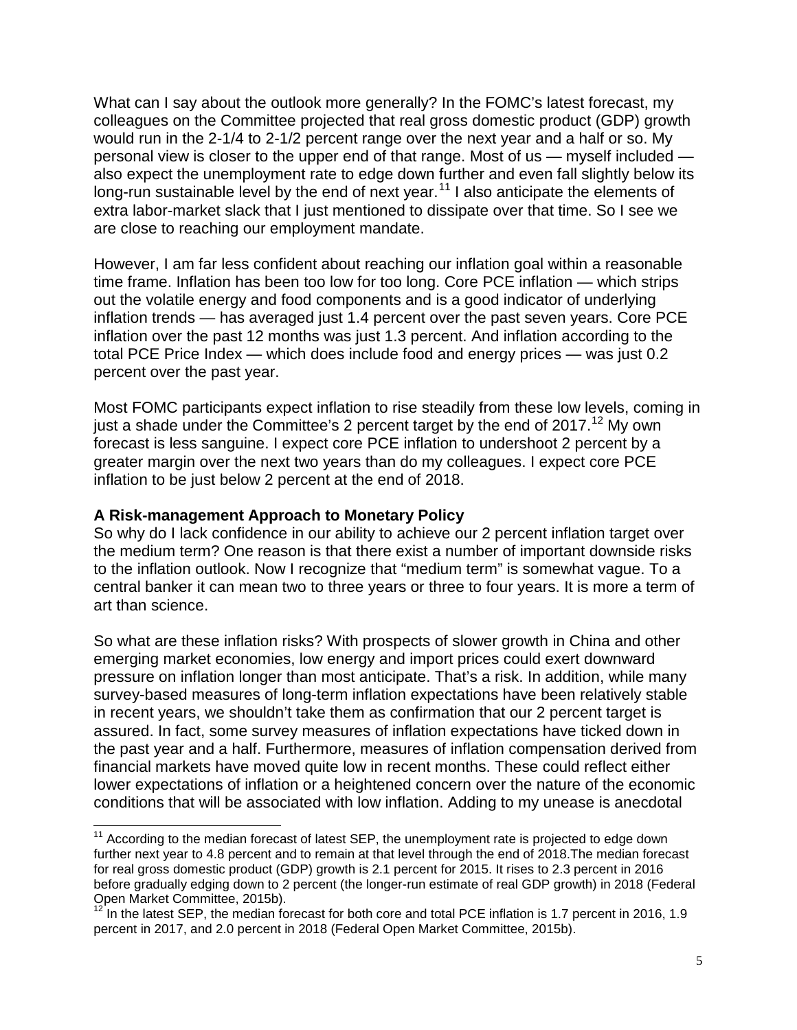What can I say about the outlook more generally? In the FOMC's latest forecast, my colleagues on the Committee projected that real gross domestic product (GDP) growth would run in the 2-1/4 to 2-1/2 percent range over the next year and a half or so. My personal view is closer to the upper end of that range. Most of us — myself included — also expect the unemployment rate to edge down further and even fall slightly below its long-run sustainable level by the end of next year.[11] I also anticipate the elements of extra labor-market slack that I just mentioned to dissipate over that time. So I see we are close to reaching our employment mandate.

However, I am far less confident about reaching our inflation goal within a reasonable time frame. Inflation has been too low for too long. Core PCE inflation — which strips out the volatile energy and food components and is a good indicator of underlying inflation trends — has averaged just 1.4 percent over the past seven years. Core PCE inflation over the past 12 months was just 1.3 percent. And inflation according to the total PCE Price Index — which does include food and energy prices — was just 0.2 percent over the past year.

Most FOMC participants expect inflation to rise steadily from these low levels, coming in just a shade under the Committee's 2 percent target by the end of 2017.[12] My own forecast is less sanguine. I expect core PCE inflation to undershoot 2 percent by a greater margin over the next two years than do my colleagues. I expect core PCE inflation to be just below 2 percent at the end of 2018.

**A Risk-management Approach to Monetary Policy**

So why do I lack confidence in our ability to achieve our 2 percent inflation target over the medium term? One reason is that there exist a number of important downside risks to the inflation outlook. Now I recognize that "medium term" is somewhat vague. To a central banker it can mean two to three years or three to four years. It is more a term of art than science.

So what are these inflation risks? With prospects of slower growth in China and other emerging market economies, low energy and import prices could exert downward pressure on inflation longer than most anticipate. That's a risk. In addition, while many survey-based measures of long-term inflation expectations have been relatively stable in recent years, we shouldn't take them as confirmation that our 2 percent target is assured. In fact, some survey measures of inflation expectations have ticked down in the past year and a half. Furthermore, measures of inflation compensation derived from financial markets have moved quite low in recent months. These could reflect either lower expectations of inflation or a heightened concern over the nature of the economic conditions that will be associated with low inflation. Adding to my unease is anecdotal

---

[11] According to the median forecast of latest SEP, the unemployment rate is projected to edge down further next year to 4.8 percent and to remain at that level through the end of 2018.The median forecast for real gross domestic product (GDP) growth is 2.1 percent for 2015. It rises to 2.3 percent in 2016 before gradually edging down to 2 percent (the longer-run estimate of real GDP growth) in 2018 (Federal Open Market Committee, 2015b).

[12] In the latest SEP, the median forecast for both core and total PCE inflation is 1.7 percent in 2016, 1.9 percent in 2017, and 2.0 percent in 2018 (Federal Open Market Committee, 2015b).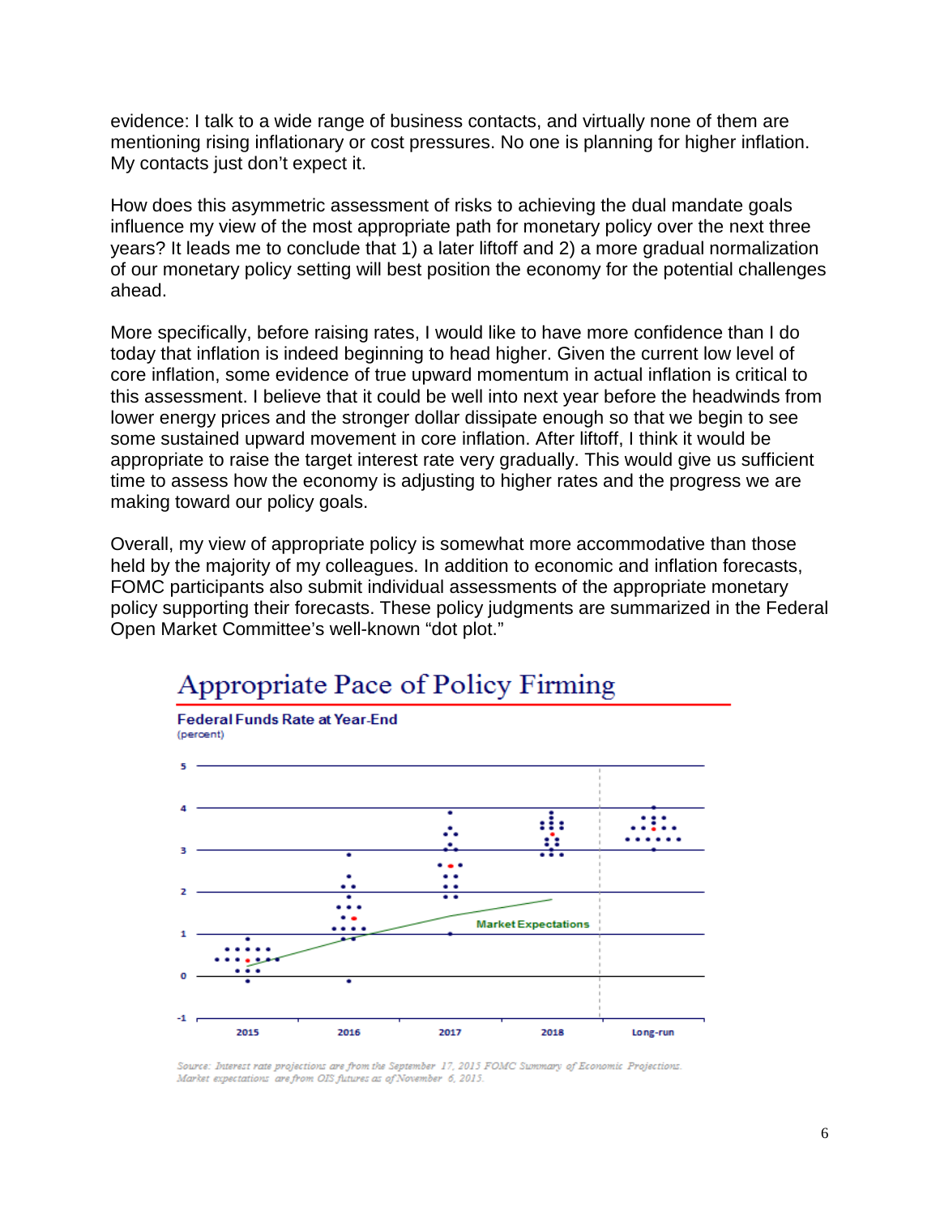evidence: I talk to a wide range of business contacts, and virtually none of them are mentioning rising inflationary or cost pressures. No one is planning for higher inflation. My contacts just don't expect it.

How does this asymmetric assessment of risks to achieving the dual mandate goals influence my view of the most appropriate path for monetary policy over the next three years? It leads me to conclude that 1) a later liftoff and 2) a more gradual normalization of our monetary policy setting will best position the economy for the potential challenges ahead.

More specifically, before raising rates, I would like to have more confidence than I do today that inflation is indeed beginning to head higher. Given the current low level of core inflation, some evidence of true upward momentum in actual inflation is critical to this assessment. I believe that it could be well into next year before the headwinds from lower energy prices and the stronger dollar dissipate enough so that we begin to see some sustained upward movement in core inflation. After liftoff, I think it would be appropriate to raise the target interest rate very gradually. This would give us sufficient time to assess how the economy is adjusting to higher rates and the progress we are making toward our policy goals.

Overall, my view of appropriate policy is somewhat more accommodative than those held by the majority of my colleagues. In addition to economic and inflation forecasts, FOMC participants also submit individual assessments of the appropriate monetary policy supporting their forecasts. These policy judgments are summarized in the Federal Open Market Committee's well-known "dot plot."

## Appropriate Pace of Policy Firming

**Federal Funds Rate at Year-End**
(percent)

Market Expectations

2015 | 2016 | 2017 | 2018 | Long-run

*Source: Interest rate projections are from the September 17, 2015 FOMC Summary of Economic Projections. Market expectations are from OIS futures as of November 6, 2015.*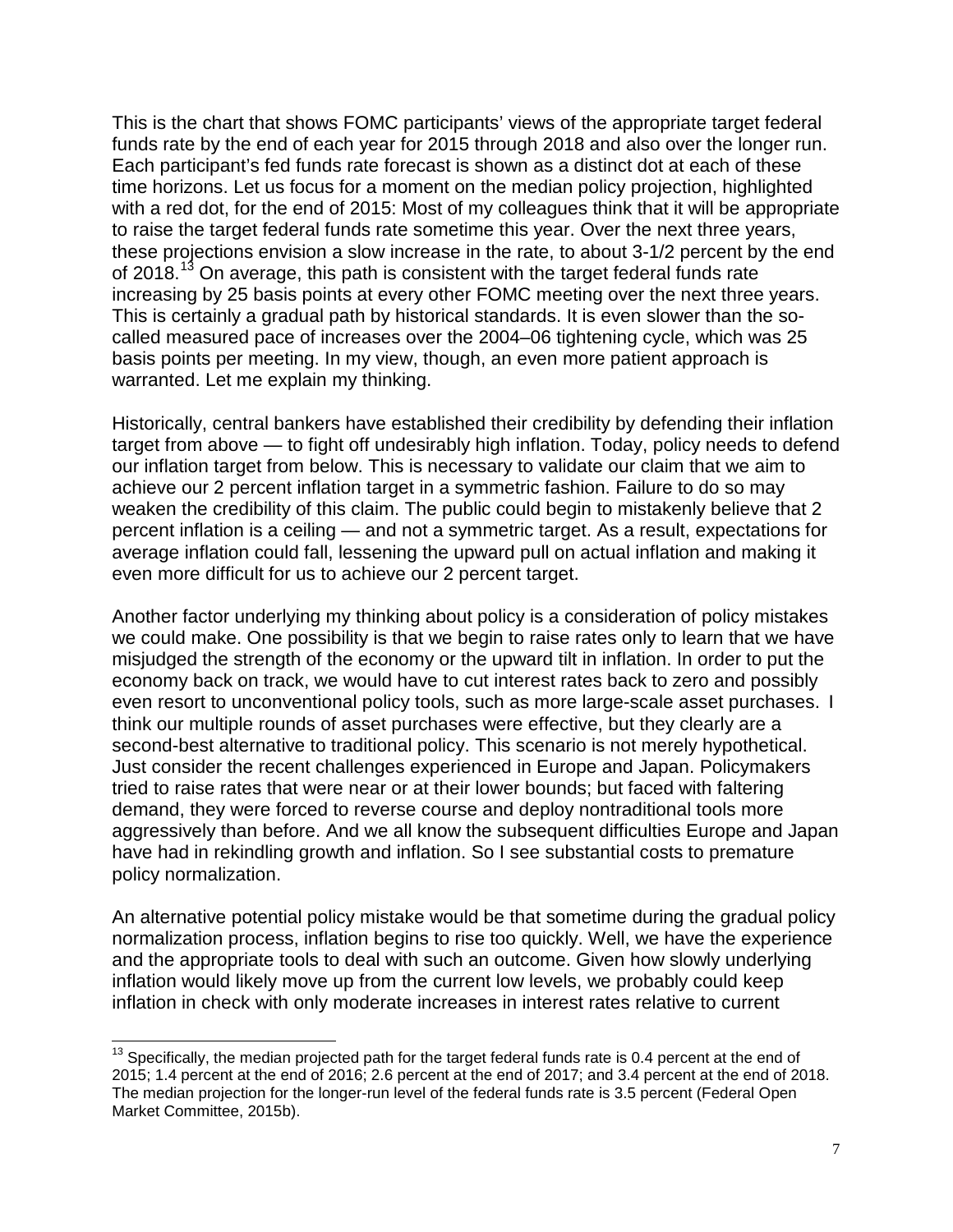This is the chart that shows FOMC participants' views of the appropriate target federal funds rate by the end of each year for 2015 through 2018 and also over the longer run. Each participant's fed funds rate forecast is shown as a distinct dot at each of these time horizons. Let us focus for a moment on the median policy projection, highlighted with a red dot, for the end of 2015: Most of my colleagues think that it will be appropriate to raise the target federal funds rate sometime this year. Over the next three years, these projections envision a slow increase in the rate, to about 3-1/2 percent by the end of 2018.[13] On average, this path is consistent with the target federal funds rate increasing by 25 basis points at every other FOMC meeting over the next three years. This is certainly a gradual path by historical standards. It is even slower than the so-called measured pace of increases over the 2004–06 tightening cycle, which was 25 basis points per meeting. In my view, though, an even more patient approach is warranted. Let me explain my thinking.

Historically, central bankers have established their credibility by defending their inflation target from above — to fight off undesirably high inflation. Today, policy needs to defend our inflation target from below. This is necessary to validate our claim that we aim to achieve our 2 percent inflation target in a symmetric fashion. Failure to do so may weaken the credibility of this claim. The public could begin to mistakenly believe that 2 percent inflation is a ceiling — and not a symmetric target. As a result, expectations for average inflation could fall, lessening the upward pull on actual inflation and making it even more difficult for us to achieve our 2 percent target.

Another factor underlying my thinking about policy is a consideration of policy mistakes we could make. One possibility is that we begin to raise rates only to learn that we have misjudged the strength of the economy or the upward tilt in inflation. In order to put the economy back on track, we would have to cut interest rates back to zero and possibly even resort to unconventional policy tools, such as more large-scale asset purchases. I think our multiple rounds of asset purchases were effective, but they clearly are a second-best alternative to traditional policy. This scenario is not merely hypothetical. Just consider the recent challenges experienced in Europe and Japan. Policymakers tried to raise rates that were near or at their lower bounds; but faced with faltering demand, they were forced to reverse course and deploy nontraditional tools more aggressively than before. And we all know the subsequent difficulties Europe and Japan have had in rekindling growth and inflation. So I see substantial costs to premature policy normalization.

An alternative potential policy mistake would be that sometime during the gradual policy normalization process, inflation begins to rise too quickly. Well, we have the experience and the appropriate tools to deal with such an outcome. Given how slowly underlying inflation would likely move up from the current low levels, we probably could keep inflation in check with only moderate increases in interest rates relative to current

[13] Specifically, the median projected path for the target federal funds rate is 0.4 percent at the end of 2015; 1.4 percent at the end of 2016; 2.6 percent at the end of 2017; and 3.4 percent at the end of 2018. The median projection for the longer-run level of the federal funds rate is 3.5 percent (Federal Open Market Committee, 2015b).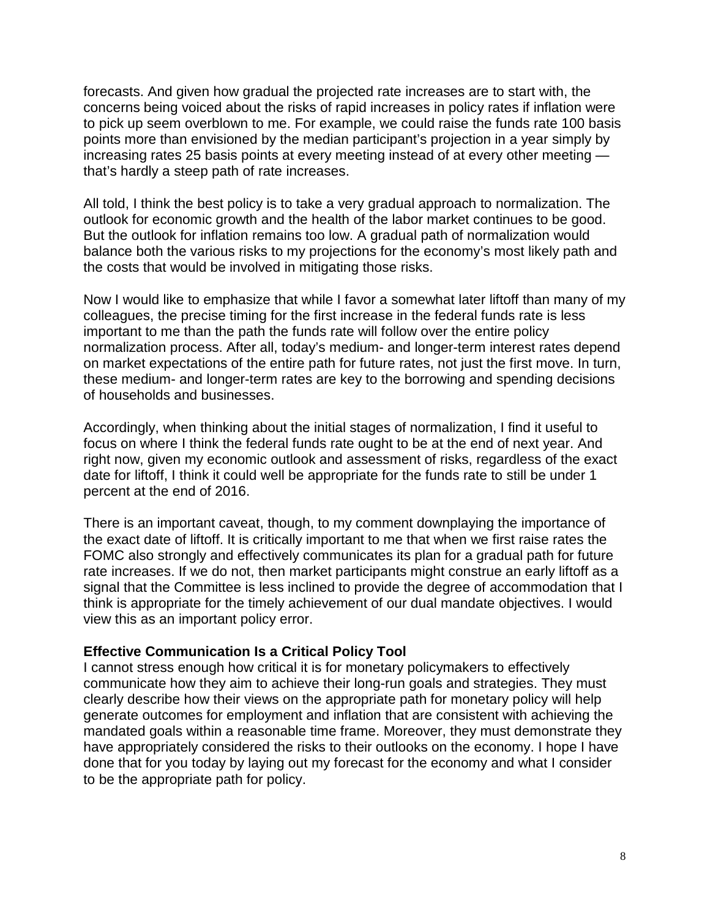forecasts. And given how gradual the projected rate increases are to start with, the concerns being voiced about the risks of rapid increases in policy rates if inflation were to pick up seem overblown to me. For example, we could raise the funds rate 100 basis points more than envisioned by the median participant's projection in a year simply by increasing rates 25 basis points at every meeting instead of at every other meeting — that's hardly a steep path of rate increases.

All told, I think the best policy is to take a very gradual approach to normalization. The outlook for economic growth and the health of the labor market continues to be good. But the outlook for inflation remains too low. A gradual path of normalization would balance both the various risks to my projections for the economy's most likely path and the costs that would be involved in mitigating those risks.

Now I would like to emphasize that while I favor a somewhat later liftoff than many of my colleagues, the precise timing for the first increase in the federal funds rate is less important to me than the path the funds rate will follow over the entire policy normalization process. After all, today's medium- and longer-term interest rates depend on market expectations of the entire path for future rates, not just the first move. In turn, these medium- and longer-term rates are key to the borrowing and spending decisions of households and businesses.

Accordingly, when thinking about the initial stages of normalization, I find it useful to focus on where I think the federal funds rate ought to be at the end of next year. And right now, given my economic outlook and assessment of risks, regardless of the exact date for liftoff, I think it could well be appropriate for the funds rate to still be under 1 percent at the end of 2016.

There is an important caveat, though, to my comment downplaying the importance of the exact date of liftoff. It is critically important to me that when we first raise rates the FOMC also strongly and effectively communicates its plan for a gradual path for future rate increases. If we do not, then market participants might construe an early liftoff as a signal that the Committee is less inclined to provide the degree of accommodation that I think is appropriate for the timely achievement of our dual mandate objectives. I would view this as an important policy error.

**Effective Communication Is a Critical Policy Tool**

I cannot stress enough how critical it is for monetary policymakers to effectively communicate how they aim to achieve their long-run goals and strategies. They must clearly describe how their views on the appropriate path for monetary policy will help generate outcomes for employment and inflation that are consistent with achieving the mandated goals within a reasonable time frame. Moreover, they must demonstrate they have appropriately considered the risks to their outlooks on the economy. I hope I have done that for you today by laying out my forecast for the economy and what I consider to be the appropriate path for policy.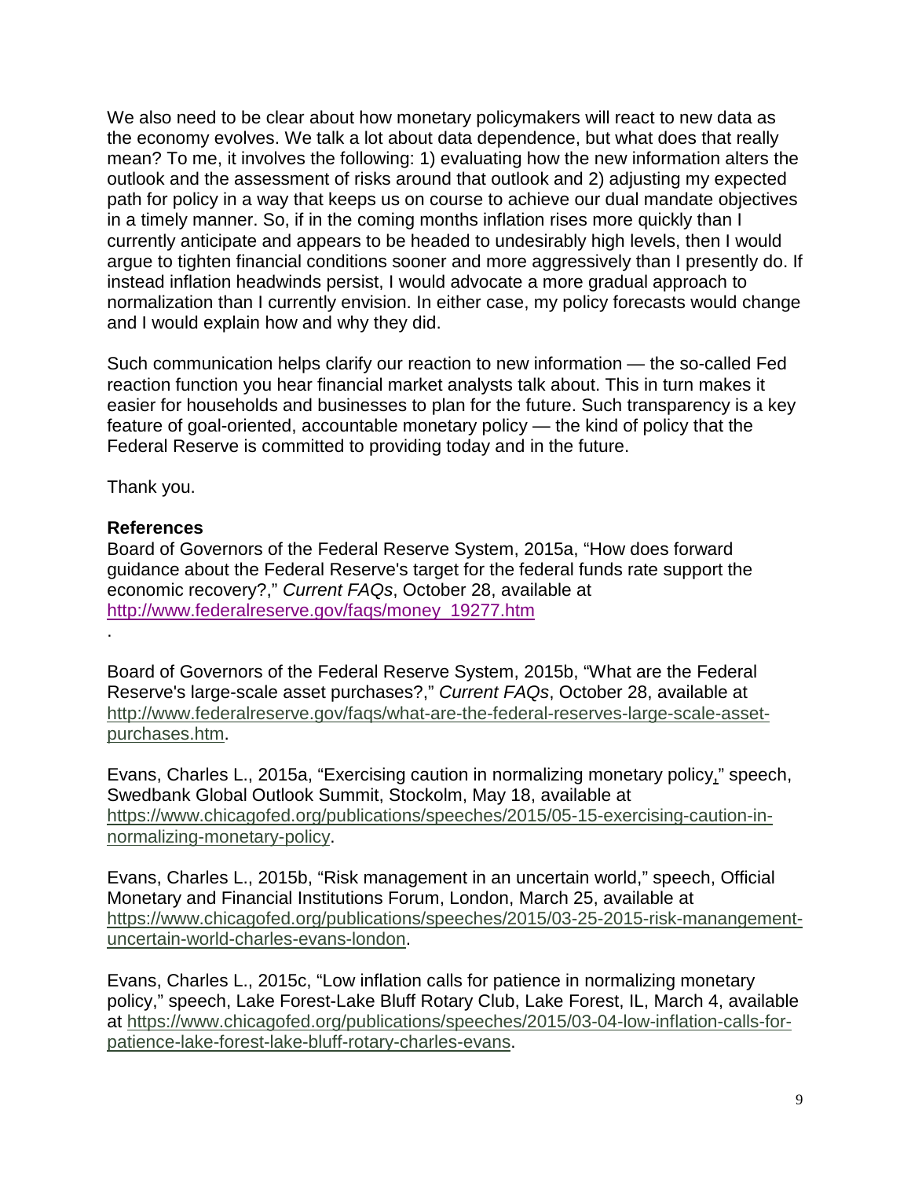We also need to be clear about how monetary policymakers will react to new data as the economy evolves. We talk a lot about data dependence, but what does that really mean? To me, it involves the following: 1) evaluating how the new information alters the outlook and the assessment of risks around that outlook and 2) adjusting my expected path for policy in a way that keeps us on course to achieve our dual mandate objectives in a timely manner. So, if in the coming months inflation rises more quickly than I currently anticipate and appears to be headed to undesirably high levels, then I would argue to tighten financial conditions sooner and more aggressively than I presently do. If instead inflation headwinds persist, I would advocate a more gradual approach to normalization than I currently envision. In either case, my policy forecasts would change and I would explain how and why they did.

Such communication helps clarify our reaction to new information — the so-called Fed reaction function you hear financial market analysts talk about. This in turn makes it easier for households and businesses to plan for the future. Such transparency is a key feature of goal-oriented, accountable monetary policy — the kind of policy that the Federal Reserve is committed to providing today and in the future.

Thank you.

**References**

Board of Governors of the Federal Reserve System, 2015a, "How does forward guidance about the Federal Reserve's target for the federal funds rate support the economic recovery?," *Current FAQs*, October 28, available at http://www.federalreserve.gov/faqs/money_19277.htm
.

Board of Governors of the Federal Reserve System, 2015b, "What are the Federal Reserve's large-scale asset purchases?," *Current FAQs*, October 28, available at http://www.federalreserve.gov/faqs/what-are-the-federal-reserves-large-scale-asset-purchases.htm.

Evans, Charles L., 2015a, "Exercising caution in normalizing monetary policy," speech, Swedbank Global Outlook Summit, Stockolm, May 18, available at https://www.chicagofed.org/publications/speeches/2015/05-15-exercising-caution-in-normalizing-monetary-policy.

Evans, Charles L., 2015b, "Risk management in an uncertain world," speech, Official Monetary and Financial Institutions Forum, London, March 25, available at https://www.chicagofed.org/publications/speeches/2015/03-25-2015-risk-manangement-uncertain-world-charles-evans-london.

Evans, Charles L., 2015c, "Low inflation calls for patience in normalizing monetary policy," speech, Lake Forest-Lake Bluff Rotary Club, Lake Forest, IL, March 4, available at https://www.chicagofed.org/publications/speeches/2015/03-04-low-inflation-calls-for-patience-lake-forest-lake-bluff-rotary-charles-evans.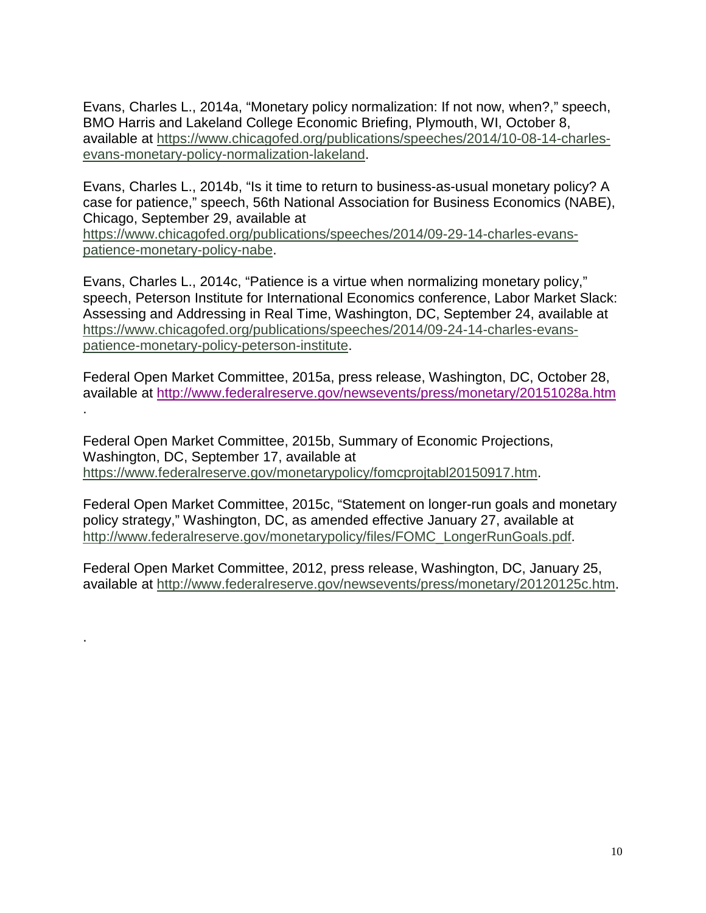Evans, Charles L., 2014a, "Monetary policy normalization: If not now, when?," speech, BMO Harris and Lakeland College Economic Briefing, Plymouth, WI, October 8, available at https://www.chicagofed.org/publications/speeches/2014/10-08-14-charles-evans-monetary-policy-normalization-lakeland.

Evans, Charles L., 2014b, "Is it time to return to business-as-usual monetary policy? A case for patience," speech, 56th National Association for Business Economics (NABE), Chicago, September 29, available at https://www.chicagofed.org/publications/speeches/2014/09-29-14-charles-evans-patience-monetary-policy-nabe.

Evans, Charles L., 2014c, "Patience is a virtue when normalizing monetary policy," speech, Peterson Institute for International Economics conference, Labor Market Slack: Assessing and Addressing in Real Time, Washington, DC, September 24, available at https://www.chicagofed.org/publications/speeches/2014/09-24-14-charles-evans-patience-monetary-policy-peterson-institute.

Federal Open Market Committee, 2015a, press release, Washington, DC, October 28, available at http://www.federalreserve.gov/newsevents/press/monetary/20151028a.htm.

Federal Open Market Committee, 2015b, Summary of Economic Projections, Washington, DC, September 17, available at https://www.federalreserve.gov/monetarypolicy/fomcprojtabl20150917.htm.

Federal Open Market Committee, 2015c, "Statement on longer-run goals and monetary policy strategy," Washington, DC, as amended effective January 27, available at http://www.federalreserve.gov/monetarypolicy/files/FOMC_LongerRunGoals.pdf.

Federal Open Market Committee, 2012, press release, Washington, DC, January 25, available at http://www.federalreserve.gov/newsevents/press/monetary/20120125c.htm.